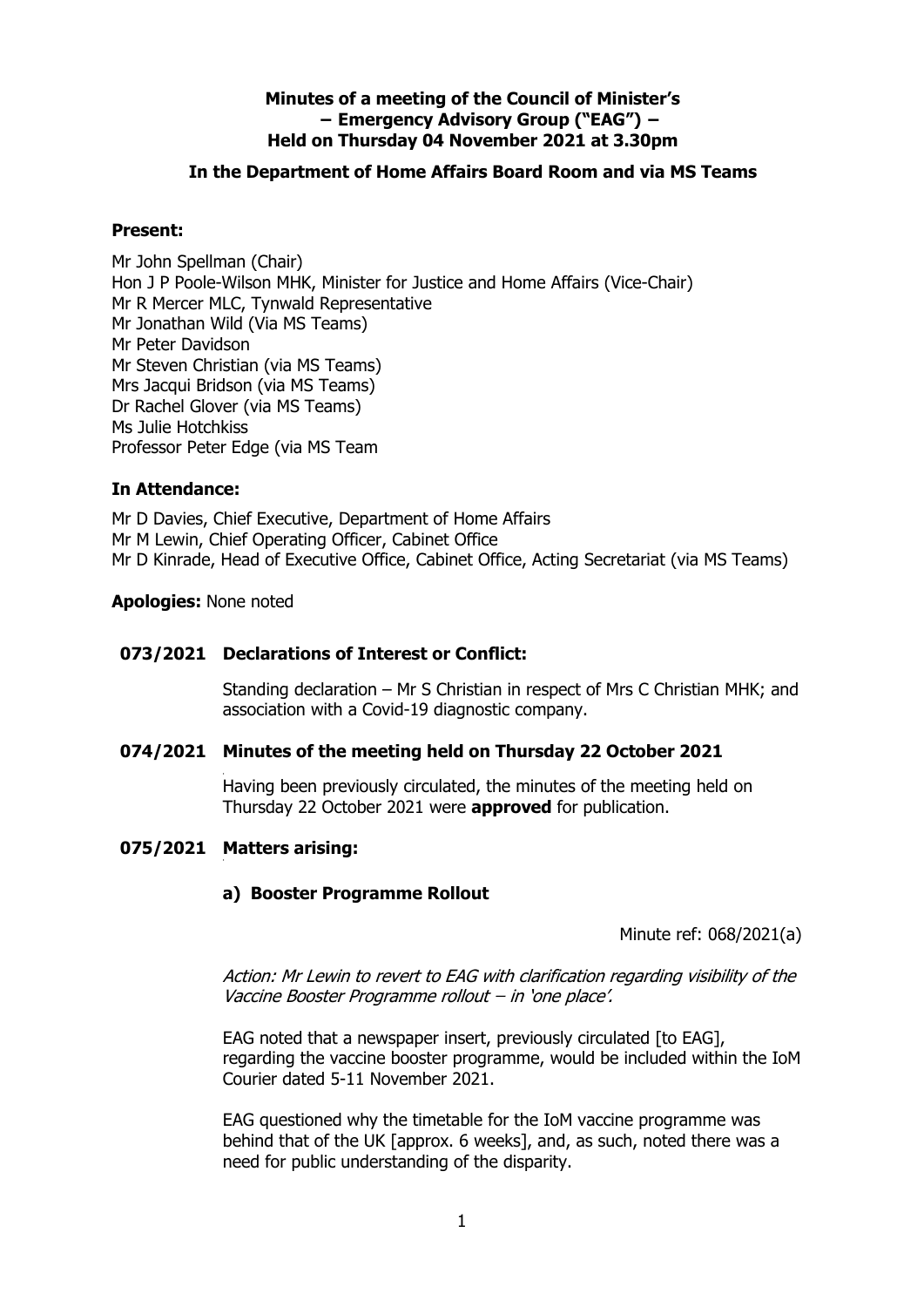**Minutes of a meeting of the Council of Minister's**
**– Emergency Advisory Group ("EAG") –**
**Held on Thursday 04 November 2021 at 3.30pm**

**In the Department of Home Affairs Board Room and via MS Teams**

**Present:**

Mr John Spellman (Chair)
Hon J P Poole-Wilson MHK, Minister for Justice and Home Affairs (Vice-Chair)
Mr R Mercer MLC, Tynwald Representative
Mr Jonathan Wild (Via MS Teams)
Mr Peter Davidson
Mr Steven Christian (via MS Teams)
Mrs Jacqui Bridson (via MS Teams)
Dr Rachel Glover (via MS Teams)
Ms Julie Hotchkiss
Professor Peter Edge (via MS Team

**In Attendance:**

Mr D Davies, Chief Executive, Department of Home Affairs
Mr M Lewin, Chief Operating Officer, Cabinet Office
Mr D Kinrade, Head of Executive Office, Cabinet Office, Acting Secretariat (via MS Teams)

**Apologies:** None noted

**073/2021 Declarations of Interest or Conflict:**

Standing declaration – Mr S Christian in respect of Mrs C Christian MHK; and association with a Covid-19 diagnostic company.

**074/2021 Minutes of the meeting held on Thursday 22 October 2021**

Having been previously circulated, the minutes of the meeting held on Thursday 22 October 2021 were **approved** for publication.

**075/2021 Matters arising:**

**a) Booster Programme Rollout**

Minute ref: 068/2021(a)

*Action: Mr Lewin to revert to EAG with clarification regarding visibility of the Vaccine Booster Programme rollout – in 'one place'.*

EAG noted that a newspaper insert, previously circulated [to EAG], regarding the vaccine booster programme, would be included within the IoM Courier dated 5-11 November 2021.

EAG questioned why the timetable for the IoM vaccine programme was behind that of the UK [approx. 6 weeks], and, as such, noted there was a need for public understanding of the disparity.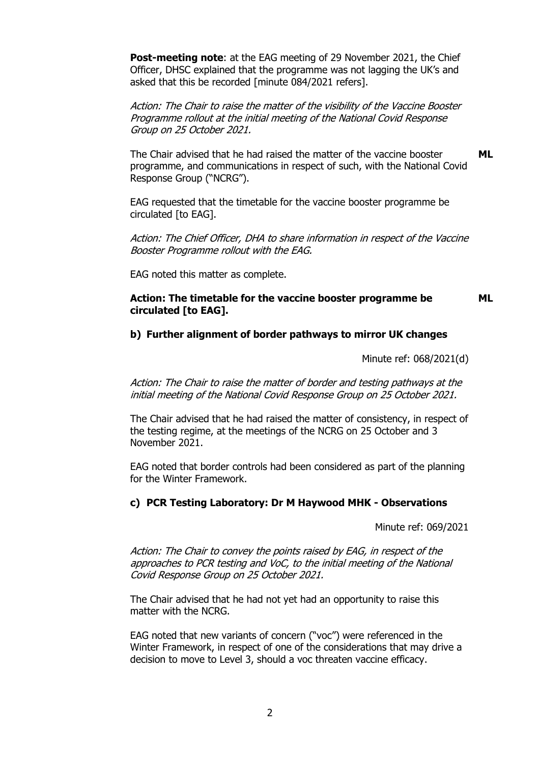**Post-meeting note**: at the EAG meeting of 29 November 2021, the Chief Officer, DHSC explained that the programme was not lagging the UK's and asked that this be recorded [minute 084/2021 refers].

*Action: The Chair to raise the matter of the visibility of the Vaccine Booster Programme rollout at the initial meeting of the National Covid Response Group on 25 October 2021.*

The Chair advised that he had raised the matter of the vaccine booster programme, and communications in respect of such, with the National Covid Response Group ("NCRG"). **ML**

EAG requested that the timetable for the vaccine booster programme be circulated [to EAG].

*Action: The Chief Officer, DHA to share information in respect of the Vaccine Booster Programme rollout with the EAG.*

EAG noted this matter as complete.

**Action: The timetable for the vaccine booster programme be circulated [to EAG].** **ML**

### b) Further alignment of border pathways to mirror UK changes

Minute ref: 068/2021(d)

*Action: The Chair to raise the matter of border and testing pathways at the initial meeting of the National Covid Response Group on 25 October 2021.*

The Chair advised that he had raised the matter of consistency, in respect of the testing regime, at the meetings of the NCRG on 25 October and 3 November 2021.

EAG noted that border controls had been considered as part of the planning for the Winter Framework.

### c) PCR Testing Laboratory: Dr M Haywood MHK - Observations

Minute ref: 069/2021

*Action: The Chair to convey the points raised by EAG, in respect of the approaches to PCR testing and VoC, to the initial meeting of the National Covid Response Group on 25 October 2021.*

The Chair advised that he had not yet had an opportunity to raise this matter with the NCRG.

EAG noted that new variants of concern ("voc") were referenced in the Winter Framework, in respect of one of the considerations that may drive a decision to move to Level 3, should a voc threaten vaccine efficacy.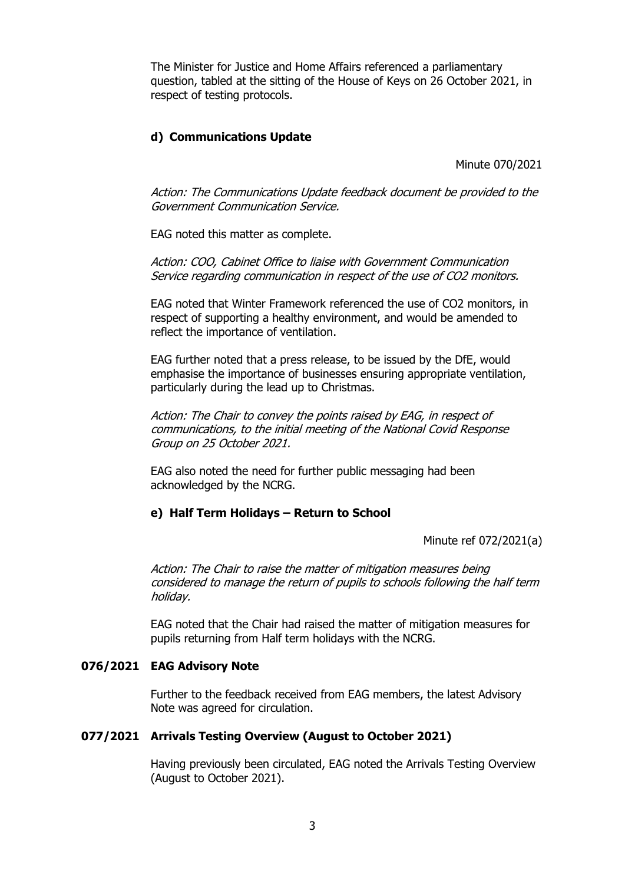The Minister for Justice and Home Affairs referenced a parliamentary question, tabled at the sitting of the House of Keys on 26 October 2021, in respect of testing protocols.

**d) Communications Update**

Minute 070/2021

*Action: The Communications Update feedback document be provided to the Government Communication Service.*

EAG noted this matter as complete.

*Action: COO, Cabinet Office to liaise with Government Communication Service regarding communication in respect of the use of CO2 monitors.*

EAG noted that Winter Framework referenced the use of CO2 monitors, in respect of supporting a healthy environment, and would be amended to reflect the importance of ventilation.

EAG further noted that a press release, to be issued by the DfE, would emphasise the importance of businesses ensuring appropriate ventilation, particularly during the lead up to Christmas.

*Action: The Chair to convey the points raised by EAG, in respect of communications, to the initial meeting of the National Covid Response Group on 25 October 2021.*

EAG also noted the need for further public messaging had been acknowledged by the NCRG.

**e) Half Term Holidays – Return to School**

Minute ref 072/2021(a)

*Action: The Chair to raise the matter of mitigation measures being considered to manage the return of pupils to schools following the half term holiday.*

EAG noted that the Chair had raised the matter of mitigation measures for pupils returning from Half term holidays with the NCRG.

**076/2021 EAG Advisory Note**

Further to the feedback received from EAG members, the latest Advisory Note was agreed for circulation.

**077/2021 Arrivals Testing Overview (August to October 2021)**

Having previously been circulated, EAG noted the Arrivals Testing Overview (August to October 2021).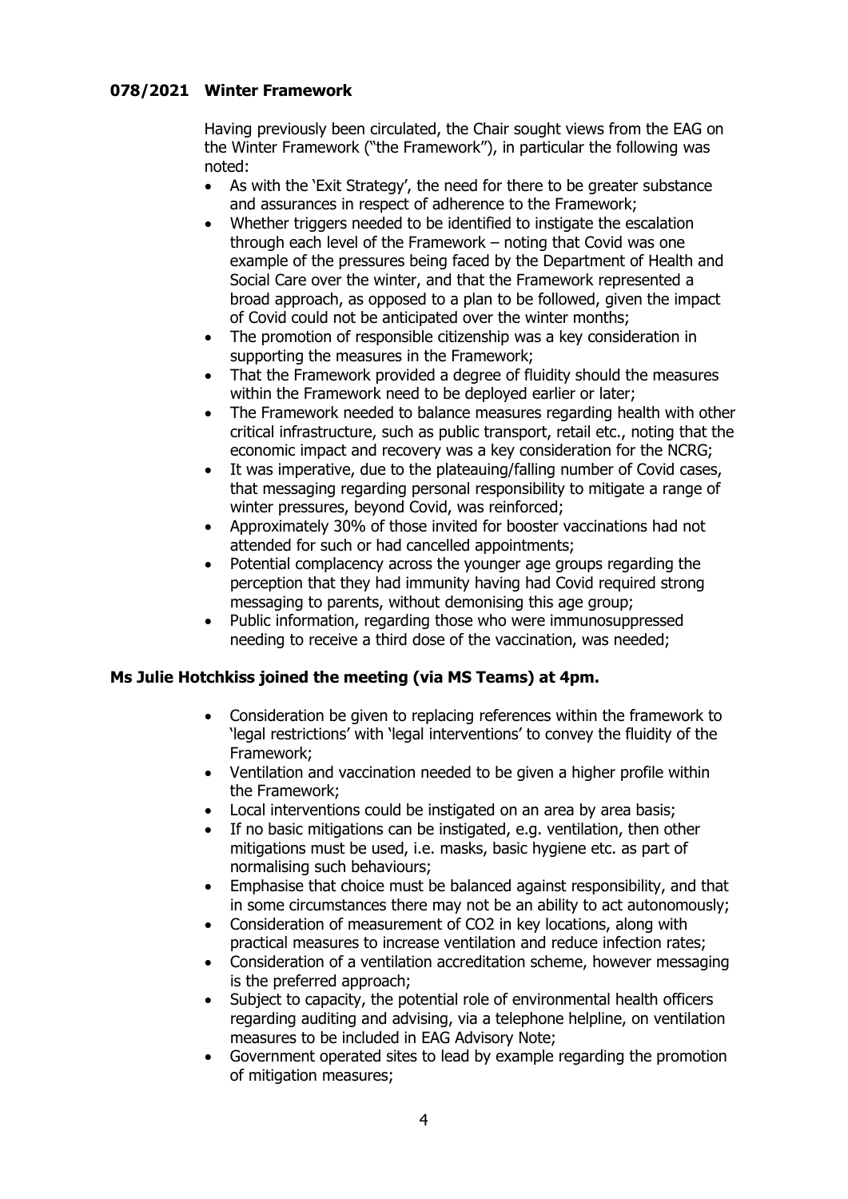**078/2021 Winter Framework**

Having previously been circulated, the Chair sought views from the EAG on the Winter Framework ("the Framework"), in particular the following was noted:

- As with the 'Exit Strategy', the need for there to be greater substance and assurances in respect of adherence to the Framework;
- Whether triggers needed to be identified to instigate the escalation through each level of the Framework – noting that Covid was one example of the pressures being faced by the Department of Health and Social Care over the winter, and that the Framework represented a broad approach, as opposed to a plan to be followed, given the impact of Covid could not be anticipated over the winter months;
- The promotion of responsible citizenship was a key consideration in supporting the measures in the Framework;
- That the Framework provided a degree of fluidity should the measures within the Framework need to be deployed earlier or later;
- The Framework needed to balance measures regarding health with other critical infrastructure, such as public transport, retail etc., noting that the economic impact and recovery was a key consideration for the NCRG;
- It was imperative, due to the plateauing/falling number of Covid cases, that messaging regarding personal responsibility to mitigate a range of winter pressures, beyond Covid, was reinforced;
- Approximately 30% of those invited for booster vaccinations had not attended for such or had cancelled appointments;
- Potential complacency across the younger age groups regarding the perception that they had immunity having had Covid required strong messaging to parents, without demonising this age group;
- Public information, regarding those who were immunosuppressed needing to receive a third dose of the vaccination, was needed;

**Ms Julie Hotchkiss joined the meeting (via MS Teams) at 4pm.**

- Consideration be given to replacing references within the framework to 'legal restrictions' with 'legal interventions' to convey the fluidity of the Framework;
- Ventilation and vaccination needed to be given a higher profile within the Framework;
- Local interventions could be instigated on an area by area basis;
- If no basic mitigations can be instigated, e.g. ventilation, then other mitigations must be used, i.e. masks, basic hygiene etc. as part of normalising such behaviours;
- Emphasise that choice must be balanced against responsibility, and that in some circumstances there may not be an ability to act autonomously;
- Consideration of measurement of $CO_2$ in key locations, along with practical measures to increase ventilation and reduce infection rates;
- Consideration of a ventilation accreditation scheme, however messaging is the preferred approach;
- Subject to capacity, the potential role of environmental health officers regarding auditing and advising, via a telephone helpline, on ventilation measures to be included in EAG Advisory Note;
- Government operated sites to lead by example regarding the promotion of mitigation measures;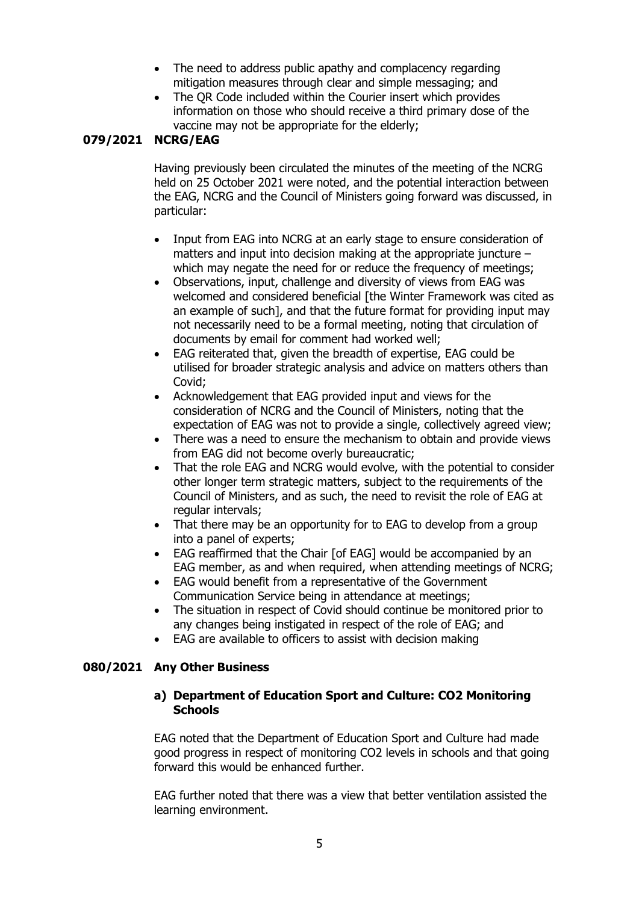- The need to address public apathy and complacency regarding mitigation measures through clear and simple messaging; and
- The QR Code included within the Courier insert which provides information on those who should receive a third primary dose of the vaccine may not be appropriate for the elderly;

**079/2021 NCRG/EAG**

Having previously been circulated the minutes of the meeting of the NCRG held on 25 October 2021 were noted, and the potential interaction between the EAG, NCRG and the Council of Ministers going forward was discussed, in particular:

- Input from EAG into NCRG at an early stage to ensure consideration of matters and input into decision making at the appropriate juncture – which may negate the need for or reduce the frequency of meetings;
- Observations, input, challenge and diversity of views from EAG was welcomed and considered beneficial [the Winter Framework was cited as an example of such], and that the future format for providing input may not necessarily need to be a formal meeting, noting that circulation of documents by email for comment had worked well;
- EAG reiterated that, given the breadth of expertise, EAG could be utilised for broader strategic analysis and advice on matters others than Covid;
- Acknowledgement that EAG provided input and views for the consideration of NCRG and the Council of Ministers, noting that the expectation of EAG was not to provide a single, collectively agreed view;
- There was a need to ensure the mechanism to obtain and provide views from EAG did not become overly bureaucratic;
- That the role EAG and NCRG would evolve, with the potential to consider other longer term strategic matters, subject to the requirements of the Council of Ministers, and as such, the need to revisit the role of EAG at regular intervals;
- That there may be an opportunity for to EAG to develop from a group into a panel of experts;
- EAG reaffirmed that the Chair [of EAG] would be accompanied by an EAG member, as and when required, when attending meetings of NCRG;
- EAG would benefit from a representative of the Government Communication Service being in attendance at meetings;
- The situation in respect of Covid should continue be monitored prior to any changes being instigated in respect of the role of EAG; and
- EAG are available to officers to assist with decision making

**080/2021 Any Other Business**

**a) Department of Education Sport and Culture: CO2 Monitoring Schools**

EAG noted that the Department of Education Sport and Culture had made good progress in respect of monitoring CO2 levels in schools and that going forward this would be enhanced further.

EAG further noted that there was a view that better ventilation assisted the learning environment.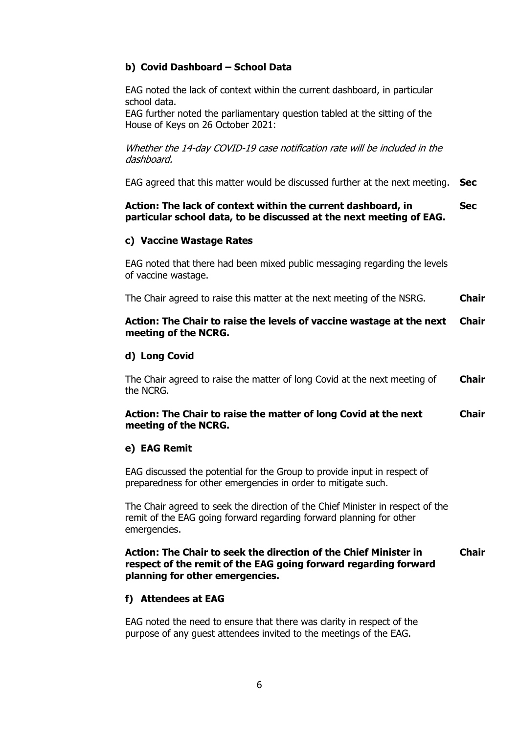### b) Covid Dashboard – School Data

EAG noted the lack of context within the current dashboard, in particular school data.
EAG further noted the parliamentary question tabled at the sitting of the House of Keys on 26 October 2021:

*Whether the 14-day COVID-19 case notification rate will be included in the dashboard.*

EAG agreed that this matter would be discussed further at the next meeting. **Sec**

**Action: The lack of context within the current dashboard, in particular school data, to be discussed at the next meeting of EAG. Sec**

### c) Vaccine Wastage Rates

EAG noted that there had been mixed public messaging regarding the levels of vaccine wastage.

The Chair agreed to raise this matter at the next meeting of the NSRG. **Chair**

**Action: The Chair to raise the levels of vaccine wastage at the next meeting of the NCRG. Chair**

### d) Long Covid

The Chair agreed to raise the matter of long Covid at the next meeting of the NCRG. **Chair**

**Action: The Chair to raise the matter of long Covid at the next meeting of the NCRG. Chair**

### e) EAG Remit

EAG discussed the potential for the Group to provide input in respect of preparedness for other emergencies in order to mitigate such.

The Chair agreed to seek the direction of the Chief Minister in respect of the remit of the EAG going forward regarding forward planning for other emergencies.

**Action: The Chair to seek the direction of the Chief Minister in respect of the remit of the EAG going forward regarding forward planning for other emergencies. Chair**

### f) Attendees at EAG

EAG noted the need to ensure that there was clarity in respect of the purpose of any guest attendees invited to the meetings of the EAG.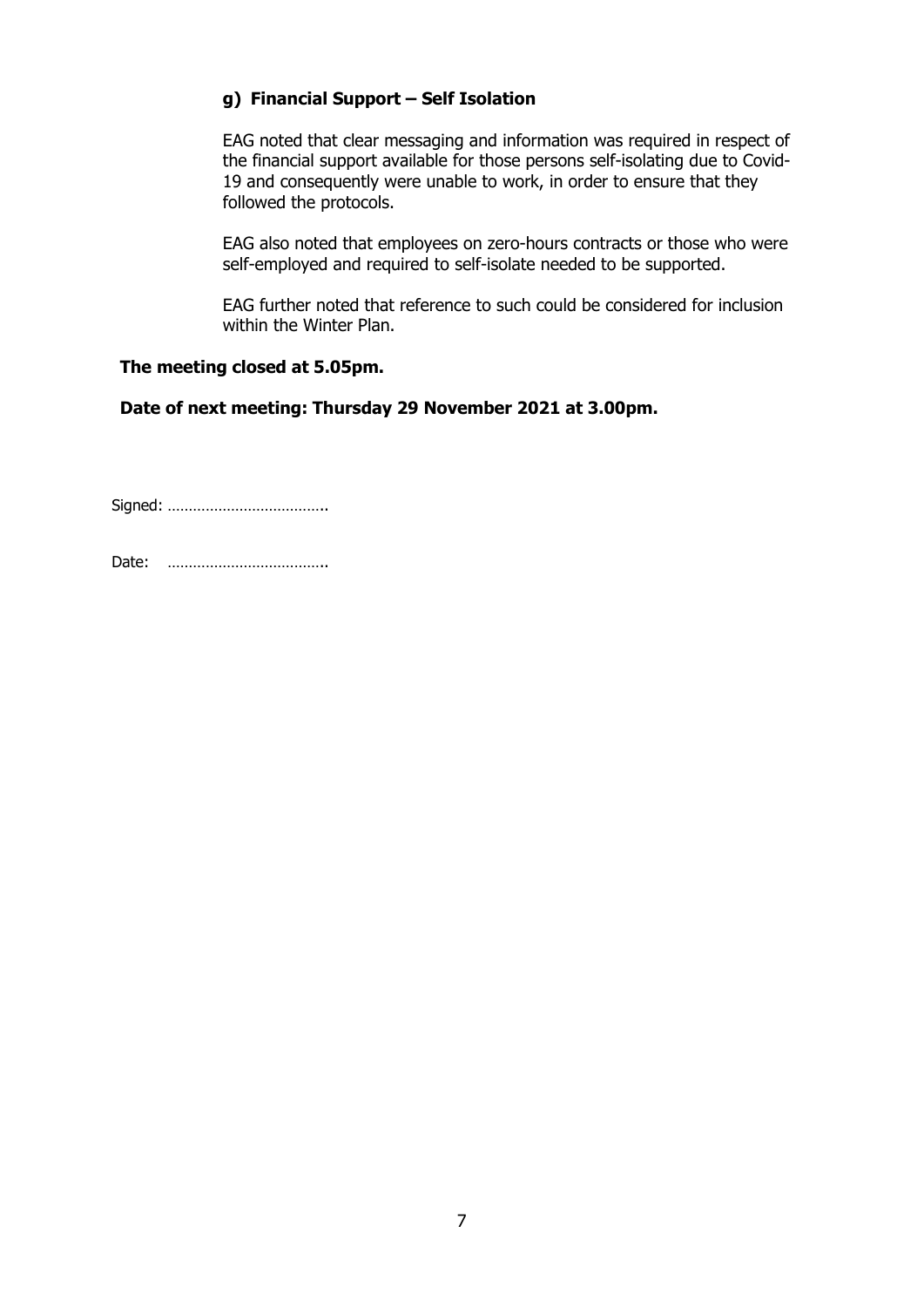### g) Financial Support – Self Isolation

EAG noted that clear messaging and information was required in respect of the financial support available for those persons self-isolating due to Covid-19 and consequently were unable to work, in order to ensure that they followed the protocols.

EAG also noted that employees on zero-hours contracts or those who were self-employed and required to self-isolate needed to be supported.

EAG further noted that reference to such could be considered for inclusion within the Winter Plan.

**The meeting closed at 5.05pm.**

**Date of next meeting: Thursday 29 November 2021 at 3.00pm.**

Signed: ………………………………..

Date: ………………………………..